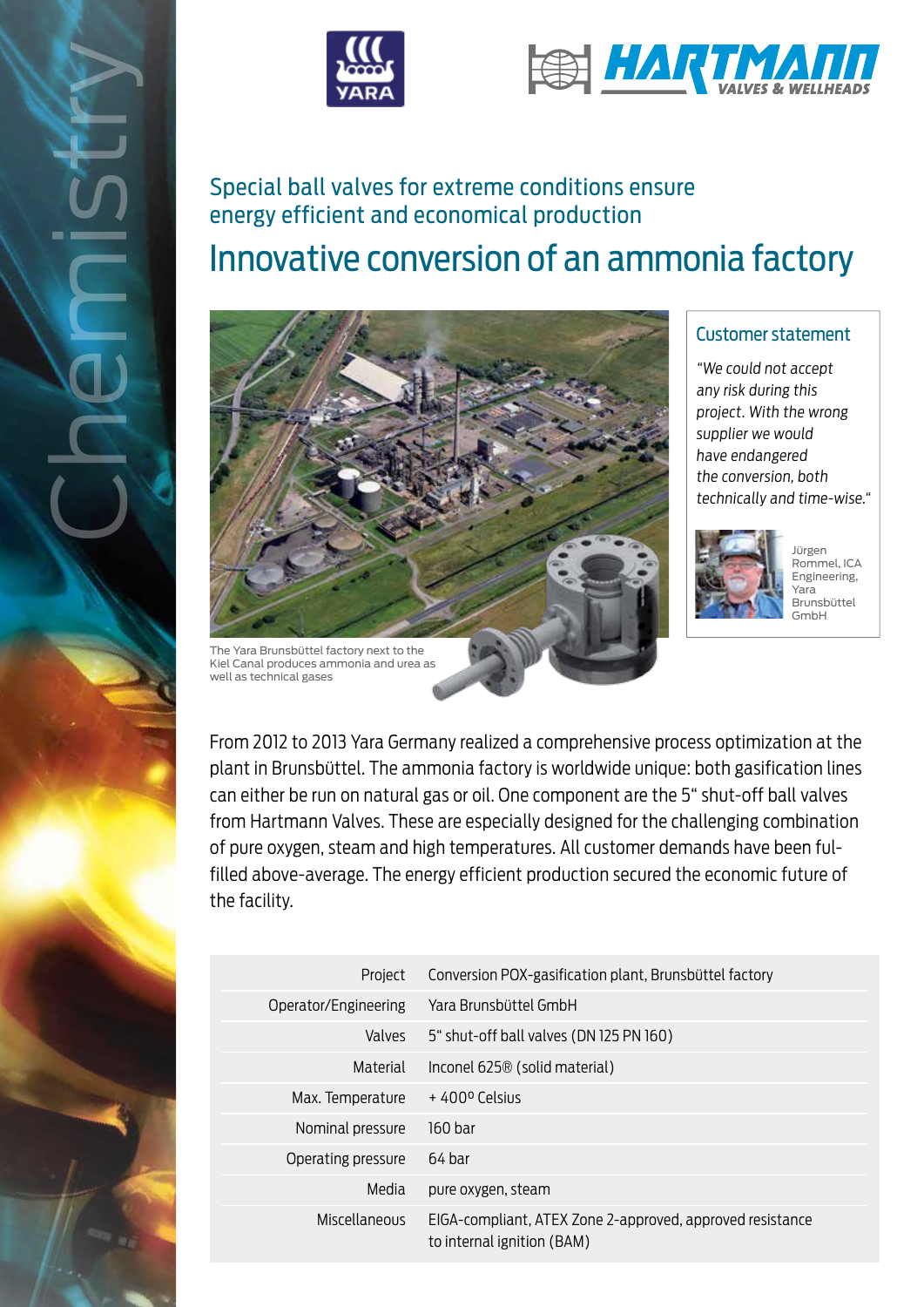Chemistry

### Special ball valves for extreme conditions ensure energy efficient and economical production

# Innovative conversion of an ammonia factory

The Yara Brunsbüttel factory next to the Kiel Canal produces ammonia and urea as well as technical gases

## Customer statement

*"We could not accept any risk during this project. With the wrong supplier we would have endangered the conversion, both technically and time-wise."*

Jürgen Rommel, ICA Engineering, Yara Brunsbüttel GmbH

From 2012 to 2013 Yara Germany realized a comprehensive process optimization at the plant in Brunsbüttel. The ammonia factory is worldwide unique: both gasification lines can either be run on natural gas or oil. One component are the 5" shut-off ball valves from Hartmann Valves. These are especially designed for the challenging combination of pure oxygen, steam and high temperatures. All customer demands have been fulfilled above-average. The energy efficient production secured the economic future of the facility.

| | |
|---|---|
| Project | Conversion POX-gasification plant, Brunsbüttel factory |
| Operator/Engineering | Yara Brunsbüttel GmbH |
| Valves | 5" shut-off ball valves (DN 125 PN 160) |
| Material | Inconel 625® (solid material) |
| Max. Temperature | + 400° Celsius |
| Nominal pressure | 160 bar |
| Operating pressure | 64 bar |
| Media | pure oxygen, steam |
| Miscellaneous | EIGA-compliant, ATEX Zone 2-approved, approved resistance to internal ignition (BAM) |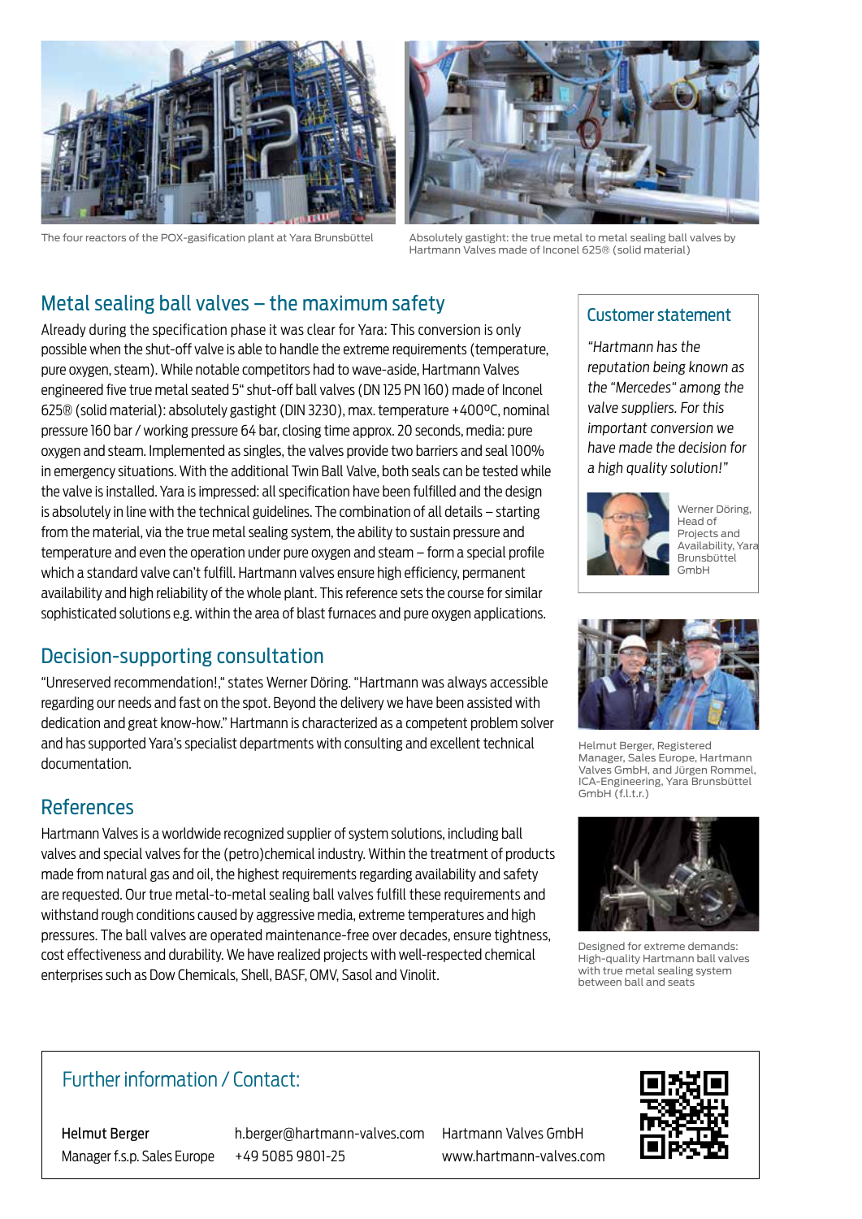The four reactors of the POX-gasification plant at Yara Brunsbüttel

Absolutely gastight: the true metal to metal sealing ball valves by Hartmann Valves made of Inconel 625® (solid material)

## Metal sealing ball valves – the maximum safety

Already during the specification phase it was clear for Yara: This conversion is only possible when the shut-off valve is able to handle the extreme requirements (temperature, pure oxygen, steam). While notable competitors had to wave-aside, Hartmann Valves engineered five true metal seated 5" shut-off ball valves (DN 125 PN 160) made of Inconel 625® (solid material): absolutely gastight (DIN 3230), max. temperature +400ºC, nominal pressure 160 bar / working pressure 64 bar, closing time approx. 20 seconds, media: pure oxygen and steam. Implemented as singles, the valves provide two barriers and seal 100% in emergency situations. With the additional Twin Ball Valve, both seals can be tested while the valve is installed. Yara is impressed: all specification have been fulfilled and the design is absolutely in line with the technical guidelines. The combination of all details – starting from the material, via the true metal sealing system, the ability to sustain pressure and temperature and even the operation under pure oxygen and steam – form a special profile which a standard valve can't fulfill. Hartmann valves ensure high efficiency, permanent availability and high reliability of the whole plant. This reference sets the course for similar sophisticated solutions e.g. within the area of blast furnaces and pure oxygen applications.

## Decision-supporting consultation

"Unreserved recommendation!," states Werner Döring. "Hartmann was always accessible regarding our needs and fast on the spot. Beyond the delivery we have been assisted with dedication and great know-how." Hartmann is characterized as a competent problem solver and has supported Yara's specialist departments with consulting and excellent technical documentation.

## References

Hartmann Valves is a worldwide recognized supplier of system solutions, including ball valves and special valves for the (petro)chemical industry. Within the treatment of products made from natural gas and oil, the highest requirements regarding availability and safety are requested. Our true metal-to-metal sealing ball valves fulfill these requirements and withstand rough conditions caused by aggressive media, extreme temperatures and high pressures. The ball valves are operated maintenance-free over decades, ensure tightness, cost effectiveness and durability. We have realized projects with well-respected chemical enterprises such as Dow Chemicals, Shell, BASF, OMV, Sasol and Vinolit.

### Customer statement

*"Hartmann has the reputation being known as the "Mercedes" among the valve suppliers. For this important conversion we have made the decision for a high quality solution!"*

Werner Döring, Head of Projects and Availability, Yara Brunsbüttel GmbH

Helmut Berger, Registered Manager, Sales Europe, Hartmann Valves GmbH, and Jürgen Rommel, ICA-Engineering, Yara Brunsbüttel GmbH (f.l.t.r.)

Designed for extreme demands: High-quality Hartmann ball valves with true metal sealing system between ball and seats

## Further information / Contact:

Helmut Berger
Manager f.s.p. Sales Europe

h.berger@hartmann-valves.com
+49 5085 9801-25

Hartmann Valves GmbH
www.hartmann-valves.com